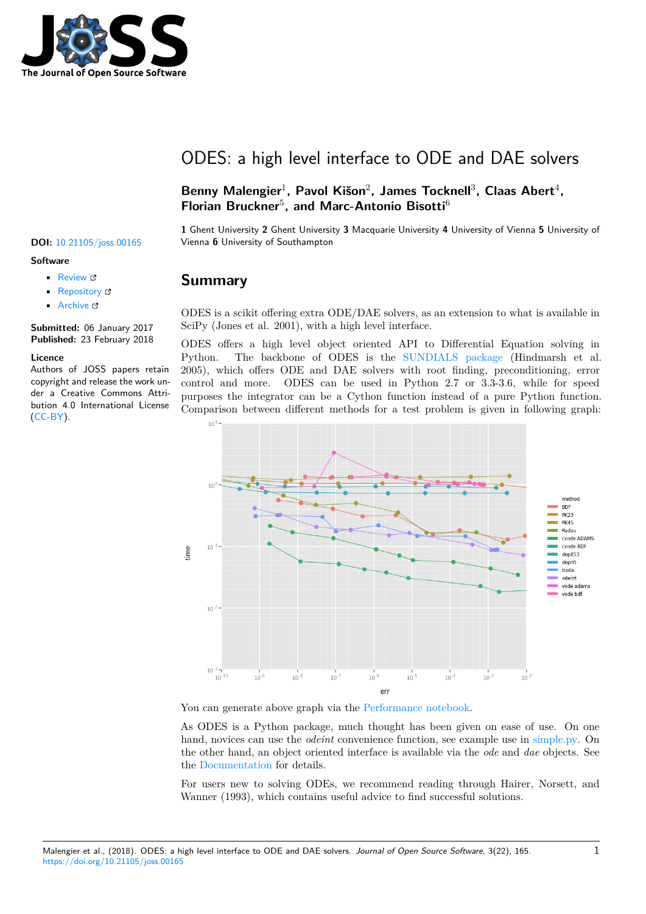# ODES: a high level interface to ODE and DAE solvers

**Benny Malengier**[1], **Pavol Kišon**[2], **James Tocknell**[3], **Claas Abert**[4], **Florian Bruckner**[5], **and Marc-Antonio Bisotti**[6]

**1** Ghent University **2** Ghent University **3** Macquarie University **4** University of Vienna **5** University of Vienna **6** University of Southampton

**DOI:** 10.21105/joss.00165

**Software**

- Review
- Repository
- Archive

**Submitted:** 06 January 2017
**Published:** 23 February 2018

**Licence**
Authors of JOSS papers retain copyright and release the work under a Creative Commons Attribution 4.0 International License (CC-BY).

## Summary

ODES is a scikit offering extra ODE/DAE solvers, as an extension to what is available in SciPy (Jones et al. 2001), with a high level interface.

ODES offers a high level object oriented API to Differential Equation solving in Python. The backbone of ODES is the SUNDIALS package (Hindmarsh et al. 2005), which offers ODE and DAE solvers with root finding, preconditioning, error control and more. ODES can be used in Python 2.7 or 3.3-3.6, while for speed purposes the integrator can be a Cython function instead of a pure Python function. Comparison between different methods for a test problem is given in following graph:

You can generate above graph via the Performance notebook.

As ODES is a Python package, much thought has been given on ease of use. On one hand, novices can use the *odeint* convenience function, see example use in simple.py. On the other hand, an object oriented interface is available via the *ode* and *dae* objects. See the Documentation for details.

For users new to solving ODEs, we recommend reading through Hairer, Norsett, and Wanner (1993), which contains useful advice to find successful solutions.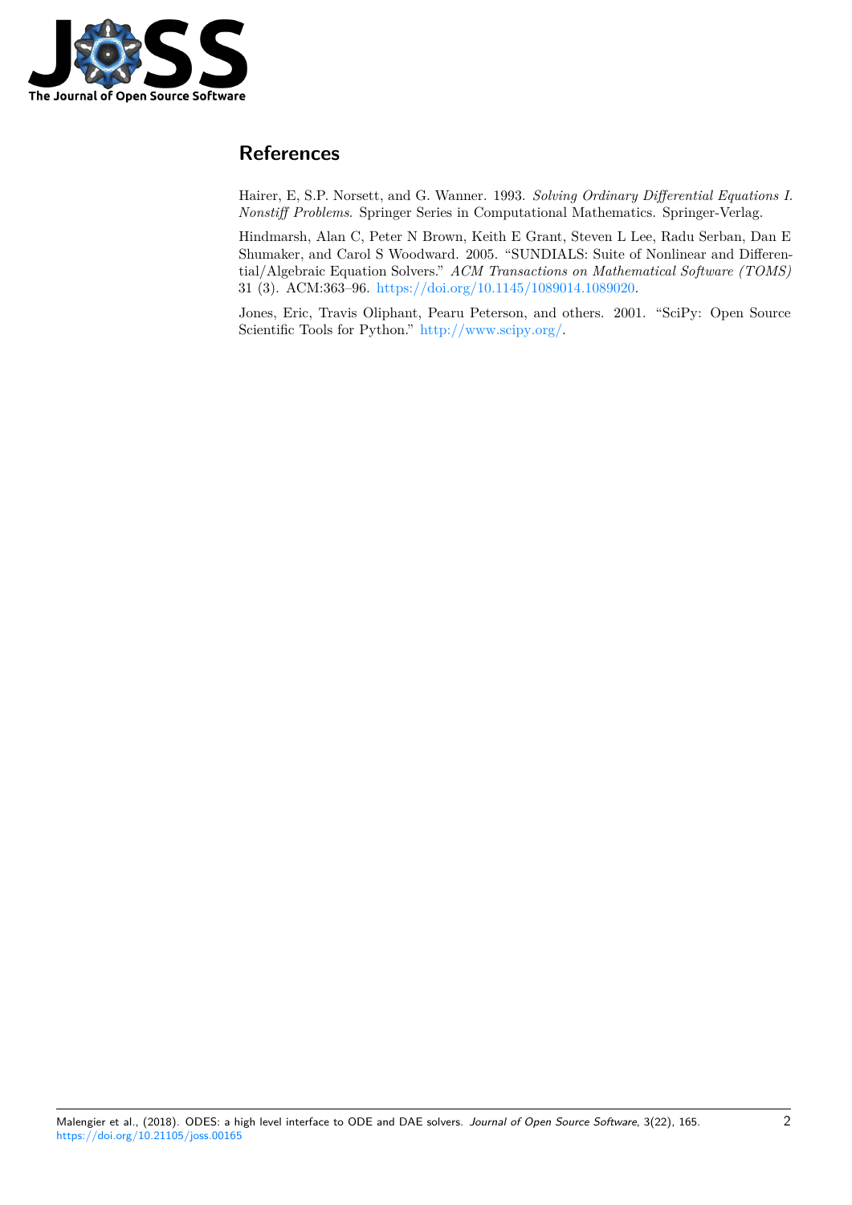## References

Hairer, E, S.P. Norsett, and G. Wanner. 1993. *Solving Ordinary Differential Equations I. Nonstiff Problems*. Springer Series in Computational Mathematics. Springer-Verlag.

Hindmarsh, Alan C, Peter N Brown, Keith E Grant, Steven L Lee, Radu Serban, Dan E Shumaker, and Carol S Woodward. 2005. "SUNDIALS: Suite of Nonlinear and Differential/Algebraic Equation Solvers." *ACM Transactions on Mathematical Software (TOMS)* 31 (3). ACM:363–96. https://doi.org/10.1145/1089014.1089020.

Jones, Eric, Travis Oliphant, Pearu Peterson, and others. 2001. "SciPy: Open Source Scientific Tools for Python." http://www.scipy.org/.